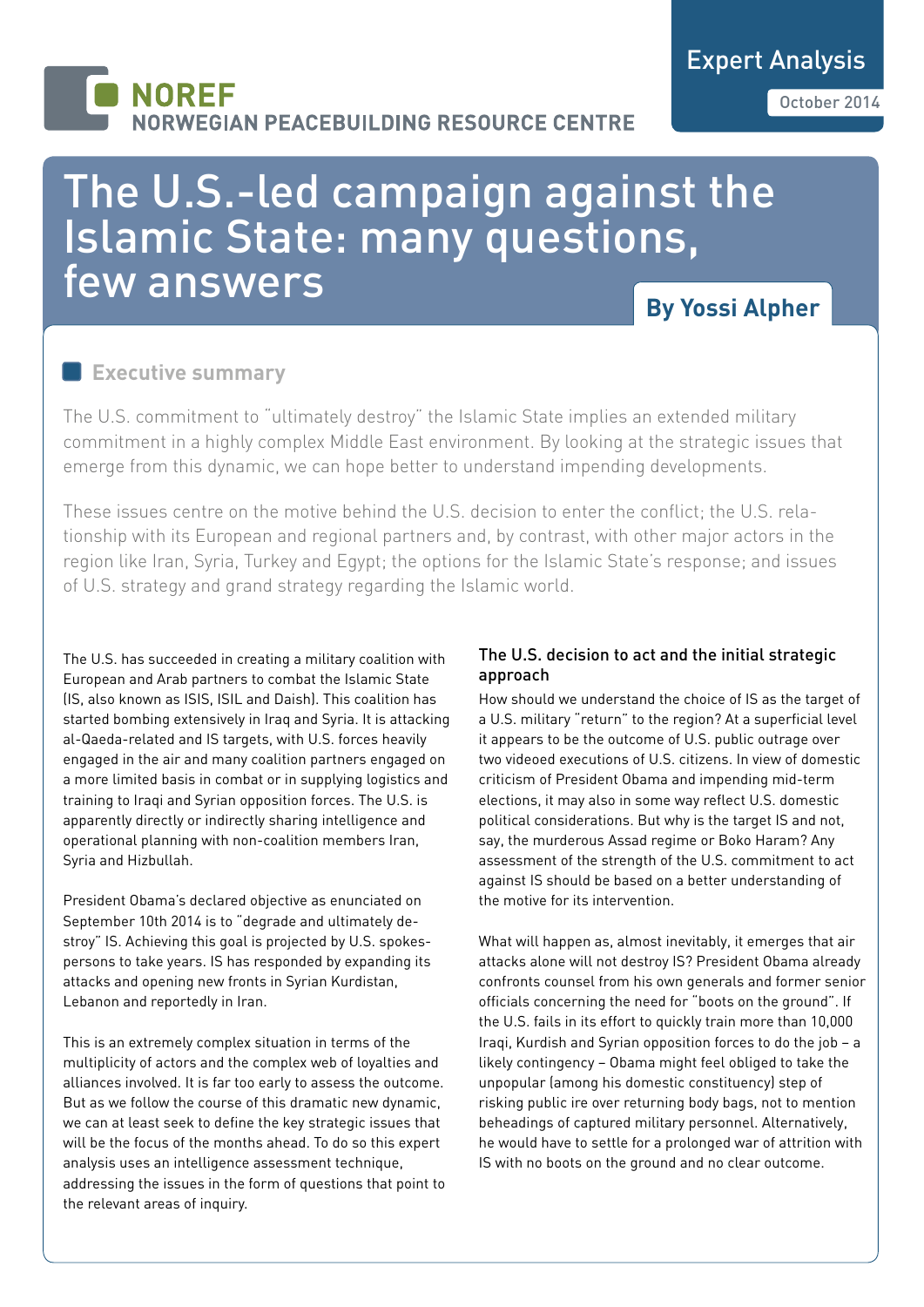NOREF
NORWEGIAN PEACEBUILDING RESOURCE CENTRE

Expert Analysis

October 2014

# The U.S.-led campaign against the Islamic State: many questions, few answers

**By Yossi Alpher**

## Executive summary

The U.S. commitment to "ultimately destroy" the Islamic State implies an extended military commitment in a highly complex Middle East environment. By looking at the strategic issues that emerge from this dynamic, we can hope better to understand impending developments.

These issues centre on the motive behind the U.S. decision to enter the conflict; the U.S. relationship with its European and regional partners and, by contrast, with other major actors in the region like Iran, Syria, Turkey and Egypt; the options for the Islamic State's response; and issues of U.S. strategy and grand strategy regarding the Islamic world.

The U.S. has succeeded in creating a military coalition with European and Arab partners to combat the Islamic State (IS, also known as ISIS, ISIL and Daish). This coalition has started bombing extensively in Iraq and Syria. It is attacking al-Qaeda-related and IS targets, with U.S. forces heavily engaged in the air and many coalition partners engaged on a more limited basis in combat or in supplying logistics and training to Iraqi and Syrian opposition forces. The U.S. is apparently directly or indirectly sharing intelligence and operational planning with non-coalition members Iran, Syria and Hizbullah.

President Obama's declared objective as enunciated on September 10th 2014 is to "degrade and ultimately destroy" IS. Achieving this goal is projected by U.S. spokespersons to take years. IS has responded by expanding its attacks and opening new fronts in Syrian Kurdistan, Lebanon and reportedly in Iran.

This is an extremely complex situation in terms of the multiplicity of actors and the complex web of loyalties and alliances involved. It is far too early to assess the outcome. But as we follow the course of this dramatic new dynamic, we can at least seek to define the key strategic issues that will be the focus of the months ahead. To do so this expert analysis uses an intelligence assessment technique, addressing the issues in the form of questions that point to the relevant areas of inquiry.

### The U.S. decision to act and the initial strategic approach

How should we understand the choice of IS as the target of a U.S. military "return" to the region? At a superficial level it appears to be the outcome of U.S. public outrage over two videoed executions of U.S. citizens. In view of domestic criticism of President Obama and impending mid-term elections, it may also in some way reflect U.S. domestic political considerations. But why is the target IS and not, say, the murderous Assad regime or Boko Haram? Any assessment of the strength of the U.S. commitment to act against IS should be based on a better understanding of the motive for its intervention.

What will happen as, almost inevitably, it emerges that air attacks alone will not destroy IS? President Obama already confronts counsel from his own generals and former senior officials concerning the need for "boots on the ground". If the U.S. fails in its effort to quickly train more than 10,000 Iraqi, Kurdish and Syrian opposition forces to do the job – a likely contingency – Obama might feel obliged to take the unpopular (among his domestic constituency) step of risking public ire over returning body bags, not to mention beheadings of captured military personnel. Alternatively, he would have to settle for a prolonged war of attrition with IS with no boots on the ground and no clear outcome.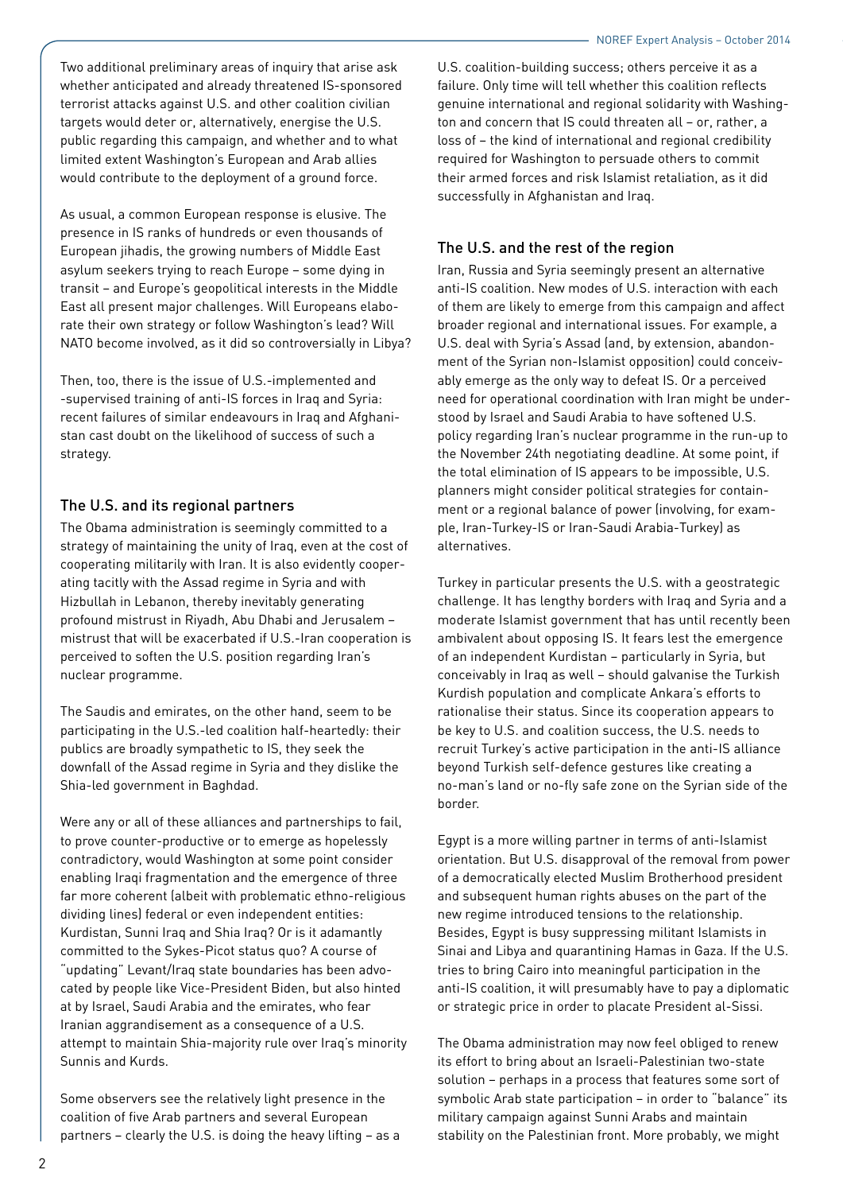Two additional preliminary areas of inquiry that arise ask whether anticipated and already threatened IS-sponsored terrorist attacks against U.S. and other coalition civilian targets would deter or, alternatively, energise the U.S. public regarding this campaign, and whether and to what limited extent Washington's European and Arab allies would contribute to the deployment of a ground force.

As usual, a common European response is elusive. The presence in IS ranks of hundreds or even thousands of European jihadis, the growing numbers of Middle East asylum seekers trying to reach Europe – some dying in transit – and Europe's geopolitical interests in the Middle East all present major challenges. Will Europeans elaborate their own strategy or follow Washington's lead? Will NATO become involved, as it did so controversially in Libya?

Then, too, there is the issue of U.S.-implemented and -supervised training of anti-IS forces in Iraq and Syria: recent failures of similar endeavours in Iraq and Afghanistan cast doubt on the likelihood of success of such a strategy.

## The U.S. and its regional partners

The Obama administration is seemingly committed to a strategy of maintaining the unity of Iraq, even at the cost of cooperating militarily with Iran. It is also evidently cooperating tacitly with the Assad regime in Syria and with Hizbullah in Lebanon, thereby inevitably generating profound mistrust in Riyadh, Abu Dhabi and Jerusalem – mistrust that will be exacerbated if U.S.-Iran cooperation is perceived to soften the U.S. position regarding Iran's nuclear programme.

The Saudis and emirates, on the other hand, seem to be participating in the U.S.-led coalition half-heartedly: their publics are broadly sympathetic to IS, they seek the downfall of the Assad regime in Syria and they dislike the Shia-led government in Baghdad.

Were any or all of these alliances and partnerships to fail, to prove counter-productive or to emerge as hopelessly contradictory, would Washington at some point consider enabling Iraqi fragmentation and the emergence of three far more coherent (albeit with problematic ethno-religious dividing lines) federal or even independent entities: Kurdistan, Sunni Iraq and Shia Iraq? Or is it adamantly committed to the Sykes-Picot status quo? A course of "updating" Levant/Iraq state boundaries has been advocated by people like Vice-President Biden, but also hinted at by Israel, Saudi Arabia and the emirates, who fear Iranian aggrandisement as a consequence of a U.S. attempt to maintain Shia-majority rule over Iraq's minority Sunnis and Kurds.

Some observers see the relatively light presence in the coalition of five Arab partners and several European partners – clearly the U.S. is doing the heavy lifting – as a U.S. coalition-building success; others perceive it as a failure. Only time will tell whether this coalition reflects genuine international and regional solidarity with Washington and concern that IS could threaten all – or, rather, a loss of – the kind of international and regional credibility required for Washington to persuade others to commit their armed forces and risk Islamist retaliation, as it did successfully in Afghanistan and Iraq.

## The U.S. and the rest of the region

Iran, Russia and Syria seemingly present an alternative anti-IS coalition. New modes of U.S. interaction with each of them are likely to emerge from this campaign and affect broader regional and international issues. For example, a U.S. deal with Syria's Assad (and, by extension, abandonment of the Syrian non-Islamist opposition) could conceivably emerge as the only way to defeat IS. Or a perceived need for operational coordination with Iran might be understood by Israel and Saudi Arabia to have softened U.S. policy regarding Iran's nuclear programme in the run-up to the November 24th negotiating deadline. At some point, if the total elimination of IS appears to be impossible, U.S. planners might consider political strategies for containment or a regional balance of power (involving, for example, Iran-Turkey-IS or Iran-Saudi Arabia-Turkey) as alternatives.

Turkey in particular presents the U.S. with a geostrategic challenge. It has lengthy borders with Iraq and Syria and a moderate Islamist government that has until recently been ambivalent about opposing IS. It fears lest the emergence of an independent Kurdistan – particularly in Syria, but conceivably in Iraq as well – should galvanise the Turkish Kurdish population and complicate Ankara's efforts to rationalise their status. Since its cooperation appears to be key to U.S. and coalition success, the U.S. needs to recruit Turkey's active participation in the anti-IS alliance beyond Turkish self-defence gestures like creating a no-man's land or no-fly safe zone on the Syrian side of the border.

Egypt is a more willing partner in terms of anti-Islamist orientation. But U.S. disapproval of the removal from power of a democratically elected Muslim Brotherhood president and subsequent human rights abuses on the part of the new regime introduced tensions to the relationship. Besides, Egypt is busy suppressing militant Islamists in Sinai and Libya and quarantining Hamas in Gaza. If the U.S. tries to bring Cairo into meaningful participation in the anti-IS coalition, it will presumably have to pay a diplomatic or strategic price in order to placate President al-Sissi.

The Obama administration may now feel obliged to renew its effort to bring about an Israeli-Palestinian two-state solution – perhaps in a process that features some sort of symbolic Arab state participation – in order to "balance" its military campaign against Sunni Arabs and maintain stability on the Palestinian front. More probably, we might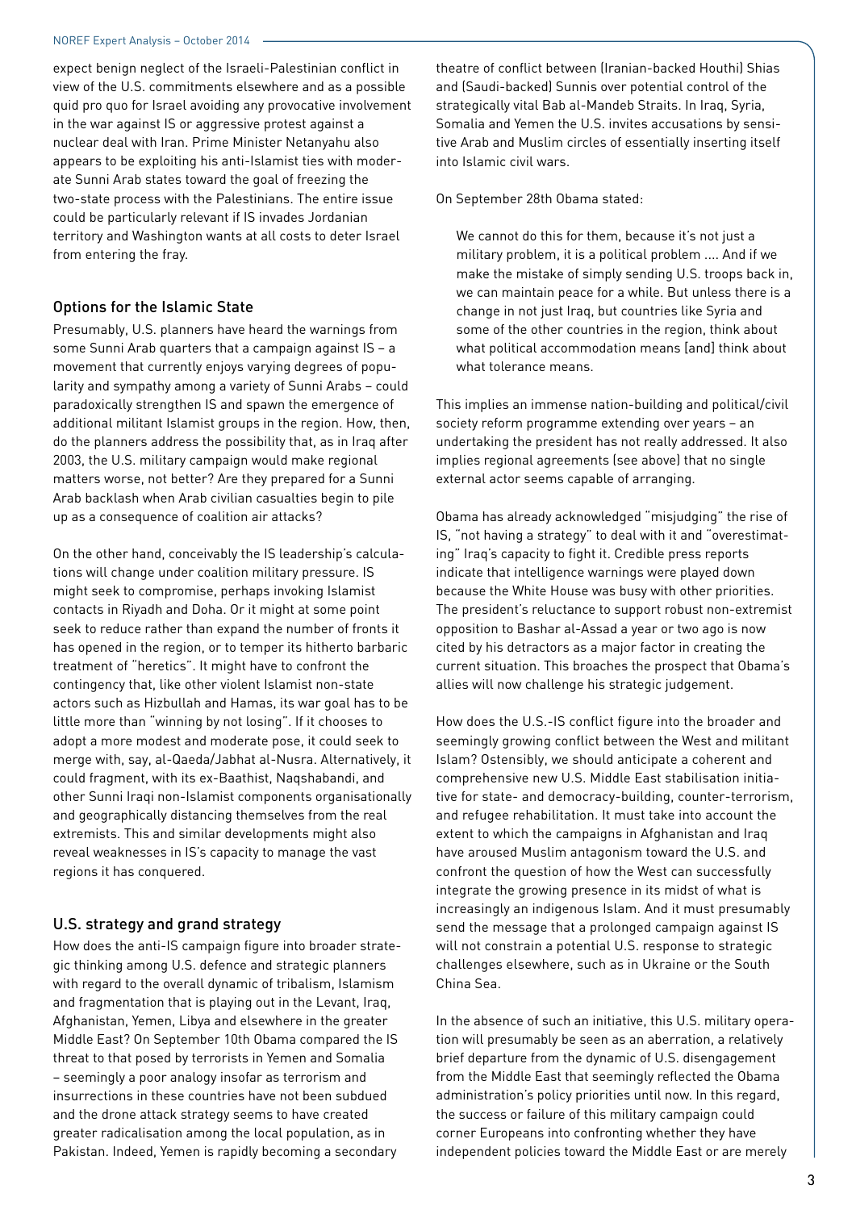expect benign neglect of the Israeli-Palestinian conflict in view of the U.S. commitments elsewhere and as a possible quid pro quo for Israel avoiding any provocative involvement in the war against IS or aggressive protest against a nuclear deal with Iran. Prime Minister Netanyahu also appears to be exploiting his anti-Islamist ties with moderate Sunni Arab states toward the goal of freezing the two-state process with the Palestinians. The entire issue could be particularly relevant if IS invades Jordanian territory and Washington wants at all costs to deter Israel from entering the fray.

## Options for the Islamic State

Presumably, U.S. planners have heard the warnings from some Sunni Arab quarters that a campaign against IS – a movement that currently enjoys varying degrees of popularity and sympathy among a variety of Sunni Arabs – could paradoxically strengthen IS and spawn the emergence of additional militant Islamist groups in the region. How, then, do the planners address the possibility that, as in Iraq after 2003, the U.S. military campaign would make regional matters worse, not better? Are they prepared for a Sunni Arab backlash when Arab civilian casualties begin to pile up as a consequence of coalition air attacks?

On the other hand, conceivably the IS leadership's calculations will change under coalition military pressure. IS might seek to compromise, perhaps invoking Islamist contacts in Riyadh and Doha. Or it might at some point seek to reduce rather than expand the number of fronts it has opened in the region, or to temper its hitherto barbaric treatment of "heretics". It might have to confront the contingency that, like other violent Islamist non-state actors such as Hizbullah and Hamas, its war goal has to be little more than "winning by not losing". If it chooses to adopt a more modest and moderate pose, it could seek to merge with, say, al-Qaeda/Jabhat al-Nusra. Alternatively, it could fragment, with its ex-Baathist, Naqshabandi, and other Sunni Iraqi non-Islamist components organisationally and geographically distancing themselves from the real extremists. This and similar developments might also reveal weaknesses in IS's capacity to manage the vast regions it has conquered.

## U.S. strategy and grand strategy

How does the anti-IS campaign figure into broader strategic thinking among U.S. defence and strategic planners with regard to the overall dynamic of tribalism, Islamism and fragmentation that is playing out in the Levant, Iraq, Afghanistan, Yemen, Libya and elsewhere in the greater Middle East? On September 10th Obama compared the IS threat to that posed by terrorists in Yemen and Somalia – seemingly a poor analogy insofar as terrorism and insurrections in these countries have not been subdued and the drone attack strategy seems to have created greater radicalisation among the local population, as in Pakistan. Indeed, Yemen is rapidly becoming a secondary theatre of conflict between (Iranian-backed Houthi) Shias and (Saudi-backed) Sunnis over potential control of the strategically vital Bab al-Mandeb Straits. In Iraq, Syria, Somalia and Yemen the U.S. invites accusations by sensitive Arab and Muslim circles of essentially inserting itself into Islamic civil wars.

On September 28th Obama stated:

> We cannot do this for them, because it's not just a military problem, it is a political problem .... And if we make the mistake of simply sending U.S. troops back in, we can maintain peace for a while. But unless there is a change in not just Iraq, but countries like Syria and some of the other countries in the region, think about what political accommodation means [and] think about what tolerance means.

This implies an immense nation-building and political/civil society reform programme extending over years – an undertaking the president has not really addressed. It also implies regional agreements (see above) that no single external actor seems capable of arranging.

Obama has already acknowledged "misjudging" the rise of IS, "not having a strategy" to deal with it and "overestimating" Iraq's capacity to fight it. Credible press reports indicate that intelligence warnings were played down because the White House was busy with other priorities. The president's reluctance to support robust non-extremist opposition to Bashar al-Assad a year or two ago is now cited by his detractors as a major factor in creating the current situation. This broaches the prospect that Obama's allies will now challenge his strategic judgement.

How does the U.S.-IS conflict figure into the broader and seemingly growing conflict between the West and militant Islam? Ostensibly, we should anticipate a coherent and comprehensive new U.S. Middle East stabilisation initiative for state- and democracy-building, counter-terrorism, and refugee rehabilitation. It must take into account the extent to which the campaigns in Afghanistan and Iraq have aroused Muslim antagonism toward the U.S. and confront the question of how the West can successfully integrate the growing presence in its midst of what is increasingly an indigenous Islam. And it must presumably send the message that a prolonged campaign against IS will not constrain a potential U.S. response to strategic challenges elsewhere, such as in Ukraine or the South China Sea.

In the absence of such an initiative, this U.S. military operation will presumably be seen as an aberration, a relatively brief departure from the dynamic of U.S. disengagement from the Middle East that seemingly reflected the Obama administration's policy priorities until now. In this regard, the success or failure of this military campaign could corner Europeans into confronting whether they have independent policies toward the Middle East or are merely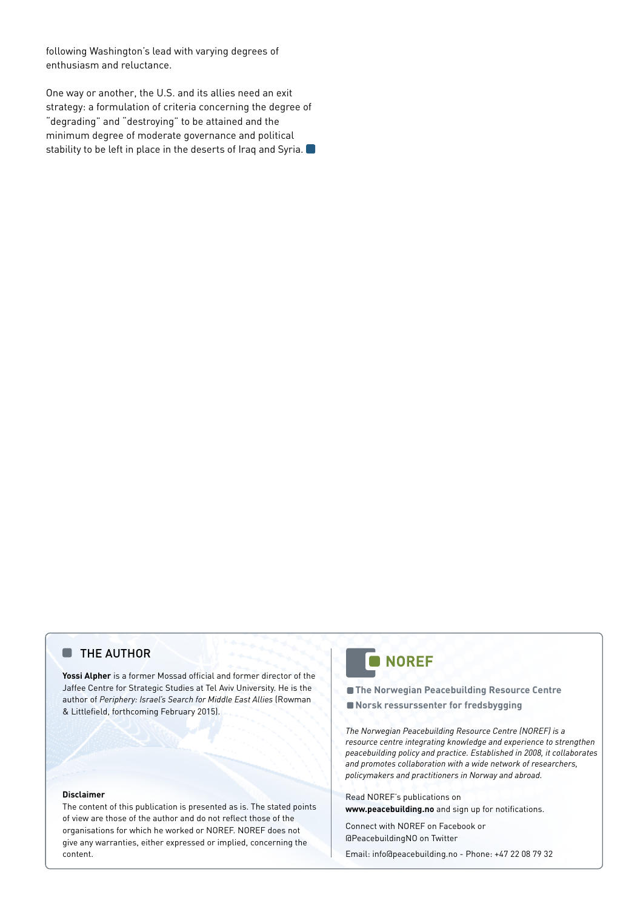following Washington's lead with varying degrees of enthusiasm and reluctance.

One way or another, the U.S. and its allies need an exit strategy: a formulation of criteria concerning the degree of "degrading" and "destroying" to be attained and the minimum degree of moderate governance and political stability to be left in place in the deserts of Iraq and Syria.

## THE AUTHOR

**Yossi Alpher** is a former Mossad official and former director of the Jaffee Centre for Strategic Studies at Tel Aviv University. He is the author of *Periphery: Israel's Search for Middle East Allies* (Rowman & Littlefield, forthcoming February 2015).

**Disclaimer**

The content of this publication is presented as is. The stated points of view are those of the author and do not reflect those of the organisations for which he worked or NOREF. NOREF does not give any warranties, either expressed or implied, concerning the content.

## NOREF

**The Norwegian Peacebuilding Resource Centre**

**Norsk ressurssenter for fredsbygging**

*The Norwegian Peacebuilding Resource Centre (NOREF) is a resource centre integrating knowledge and experience to strengthen peacebuilding policy and practice. Established in 2008, it collaborates and promotes collaboration with a wide network of researchers, policymakers and practitioners in Norway and abroad.*

Read NOREF's publications on **www.peacebuilding.no** and sign up for notifications.

Connect with NOREF on Facebook or @PeacebuildingNO on Twitter

Email: info@peacebuilding.no - Phone: +47 22 08 79 32